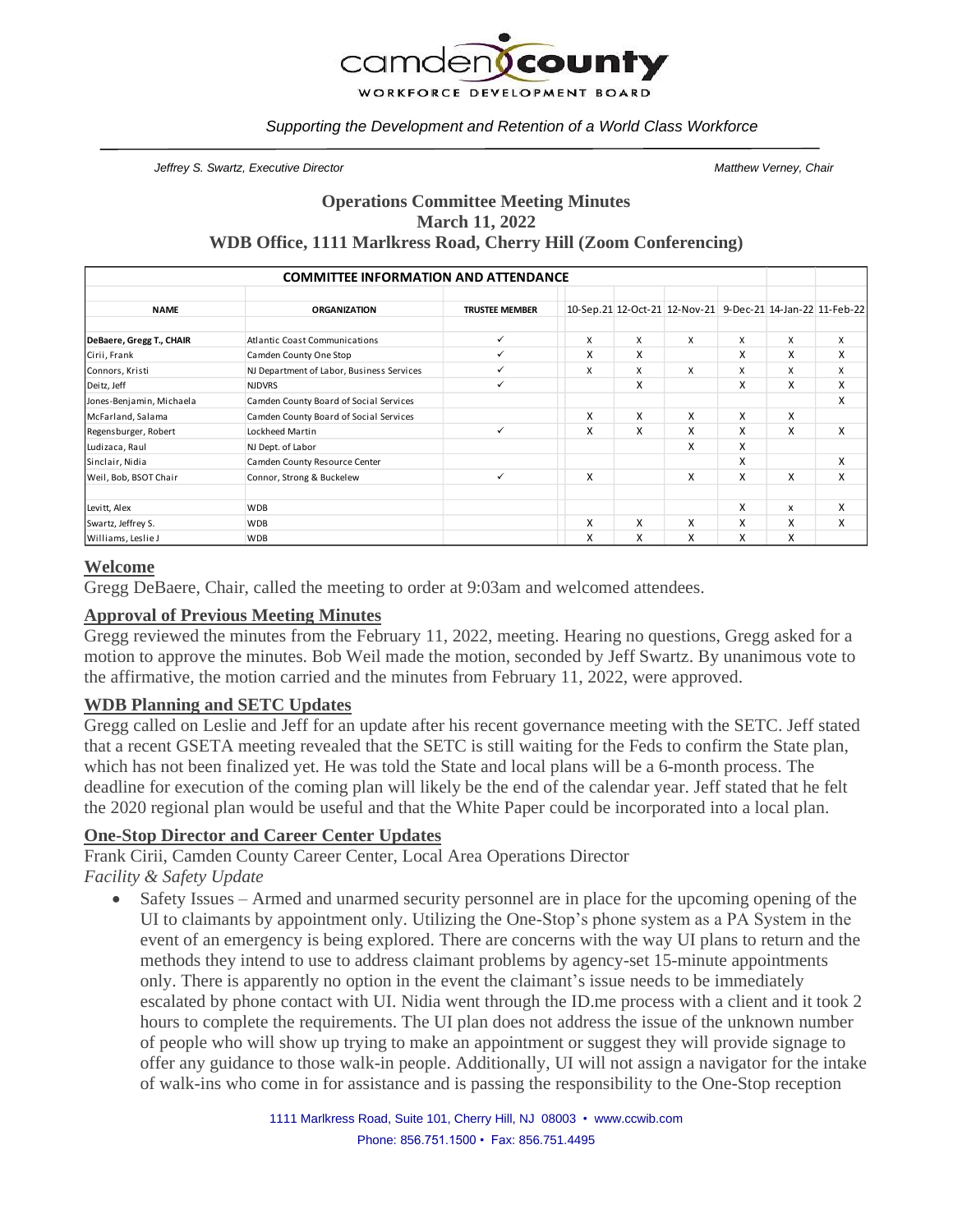camden county

WORKFORCE DEVELOPMENT BOARD

*Supporting the Development and Retention of a World Class Workforce*

*Jeffrey S. Swartz, Executive Director* *Matthew Verney, Chair*

# Operations Committee Meeting Minutes
## March 11, 2022
## WDB Office, 1111 Marlkress Road, Cherry Hill (Zoom Conferencing)

| COMMITTEE INFORMATION AND ATTENDANCE | | | | | | | | |
|---|---|---|---|---|---|---|---|---|
| **NAME** | **ORGANIZATION** | **TRUSTEE MEMBER** | 10-Sep.21 | 12-Oct-21 | 12-Nov-21 | 9-Dec-21 | 14-Jan-22 | 11-Feb-22 |
| **DeBaere, Gregg T., CHAIR** | Atlantic Coast Communications | ✓ | X | X | X | X | X | X |
| Cirii, Frank | Camden County One Stop | ✓ | X | X | | X | X | X |
| Connors, Kristi | NJ Department of Labor, Business Services | ✓ | X | X | X | X | X | X |
| Deitz, Jeff | NJDVRS | ✓ | | X | | X | X | X |
| Jones-Benjamin, Michaela | Camden County Board of Social Services | | | | | | | X |
| McFarland, Salama | Camden County Board of Social Services | | X | X | X | X | X | |
| Regensburger, Robert | Lockheed Martin | ✓ | X | X | X | X | X | X |
| Ludizaca, Raul | NJ Dept. of Labor | | | | X | X | | |
| Sinclair, Nidia | Camden County Resource Center | | | | | X | | X |
| Weil, Bob, BSOT Chair | Connor, Strong & Buckelew | ✓ | X | | X | X | X | X |
| | | | | | | | | |
| Levitt, Alex | WDB | | | | | X | x | X |
| Swartz, Jeffrey S. | WDB | | X | X | X | X | X | X |
| Williams, Leslie J | WDB | | X | X | X | X | X | |

## Welcome

Gregg DeBaere, Chair, called the meeting to order at 9:03am and welcomed attendees.

## Approval of Previous Meeting Minutes

Gregg reviewed the minutes from the February 11, 2022, meeting. Hearing no questions, Gregg asked for a motion to approve the minutes. Bob Weil made the motion, seconded by Jeff Swartz. By unanimous vote to the affirmative, the motion carried and the minutes from February 11, 2022, were approved.

## WDB Planning and SETC Updates

Gregg called on Leslie and Jeff for an update after his recent governance meeting with the SETC. Jeff stated that a recent GSETA meeting revealed that the SETC is still waiting for the Feds to confirm the State plan, which has not been finalized yet. He was told the State and local plans will be a 6-month process. The deadline for execution of the coming plan will likely be the end of the calendar year. Jeff stated that he felt the 2020 regional plan would be useful and that the White Paper could be incorporated into a local plan.

## One-Stop Director and Career Center Updates

Frank Cirii, Camden County Career Center, Local Area Operations Director

*Facility & Safety Update*

- Safety Issues – Armed and unarmed security personnel are in place for the upcoming opening of the UI to claimants by appointment only. Utilizing the One-Stop's phone system as a PA System in the event of an emergency is being explored. There are concerns with the way UI plans to return and the methods they intend to use to address claimant problems by agency-set 15-minute appointments only. There is apparently no option in the event the claimant's issue needs to be immediately escalated by phone contact with UI. Nidia went through the ID.me process with a client and it took 2 hours to complete the requirements. The UI plan does not address the issue of the unknown number of people who will show up trying to make an appointment or suggest they will provide signage to offer any guidance to those walk-in people. Additionally, UI will not assign a navigator for the intake of walk-ins who come in for assistance and is passing the responsibility to the One-Stop reception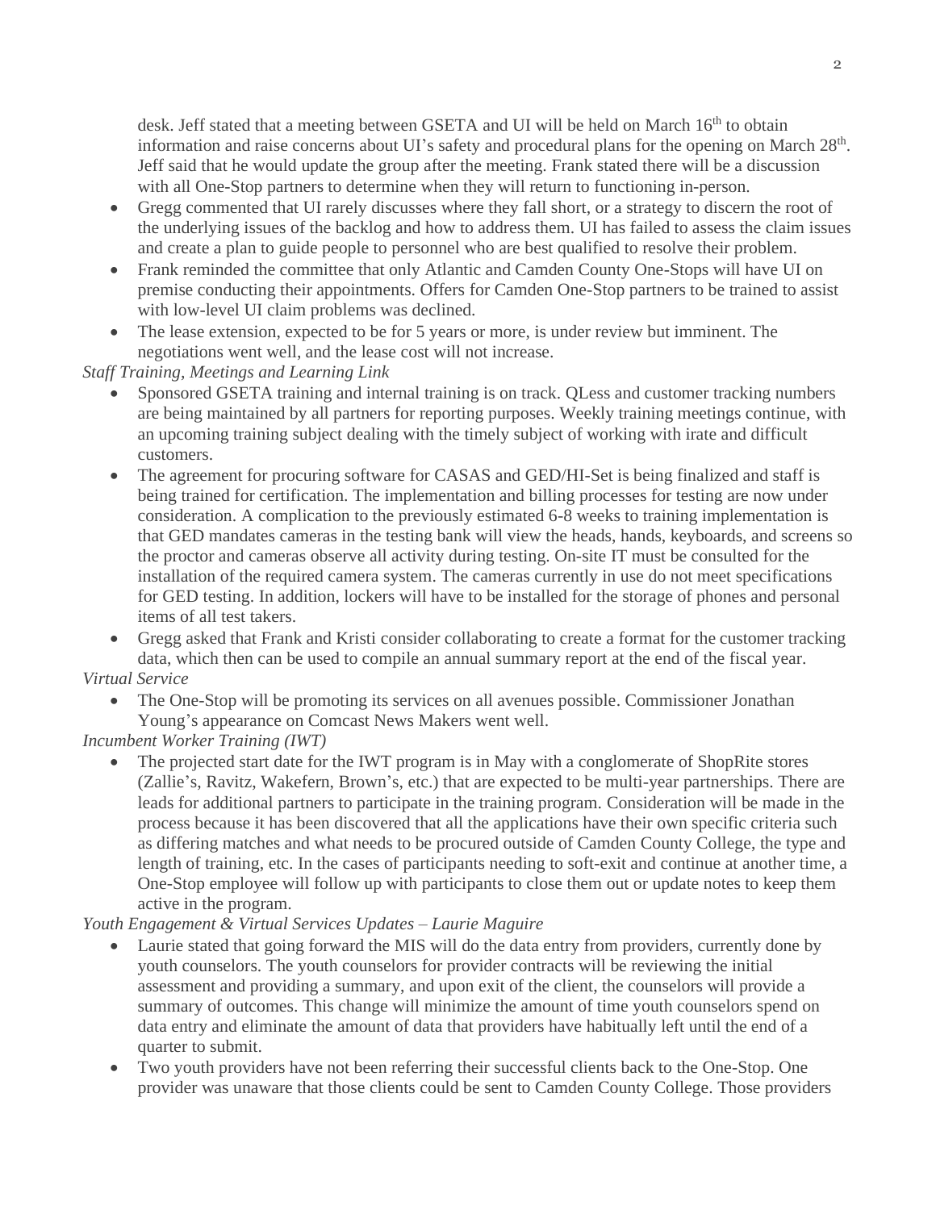desk. Jeff stated that a meeting between GSETA and UI will be held on March 16th to obtain information and raise concerns about UI's safety and procedural plans for the opening on March 28th. Jeff said that he would update the group after the meeting. Frank stated there will be a discussion with all One-Stop partners to determine when they will return to functioning in-person.

- Gregg commented that UI rarely discusses where they fall short, or a strategy to discern the root of the underlying issues of the backlog and how to address them. UI has failed to assess the claim issues and create a plan to guide people to personnel who are best qualified to resolve their problem.
- Frank reminded the committee that only Atlantic and Camden County One-Stops will have UI on premise conducting their appointments. Offers for Camden One-Stop partners to be trained to assist with low-level UI claim problems was declined.
- The lease extension, expected to be for 5 years or more, is under review but imminent. The negotiations went well, and the lease cost will not increase.

*Staff Training, Meetings and Learning Link*

- Sponsored GSETA training and internal training is on track. QLess and customer tracking numbers are being maintained by all partners for reporting purposes. Weekly training meetings continue, with an upcoming training subject dealing with the timely subject of working with irate and difficult customers.
- The agreement for procuring software for CASAS and GED/HI-Set is being finalized and staff is being trained for certification. The implementation and billing processes for testing are now under consideration. A complication to the previously estimated 6-8 weeks to training implementation is that GED mandates cameras in the testing bank will view the heads, hands, keyboards, and screens so the proctor and cameras observe all activity during testing. On-site IT must be consulted for the installation of the required camera system. The cameras currently in use do not meet specifications for GED testing. In addition, lockers will have to be installed for the storage of phones and personal items of all test takers.
- Gregg asked that Frank and Kristi consider collaborating to create a format for the customer tracking data, which then can be used to compile an annual summary report at the end of the fiscal year.

*Virtual Service*

- The One-Stop will be promoting its services on all avenues possible. Commissioner Jonathan Young's appearance on Comcast News Makers went well.

*Incumbent Worker Training (IWT)*

- The projected start date for the IWT program is in May with a conglomerate of ShopRite stores (Zallie's, Ravitz, Wakefern, Brown's, etc.) that are expected to be multi-year partnerships. There are leads for additional partners to participate in the training program. Consideration will be made in the process because it has been discovered that all the applications have their own specific criteria such as differing matches and what needs to be procured outside of Camden County College, the type and length of training, etc. In the cases of participants needing to soft-exit and continue at another time, a One-Stop employee will follow up with participants to close them out or update notes to keep them active in the program.

*Youth Engagement & Virtual Services Updates – Laurie Maguire*

- Laurie stated that going forward the MIS will do the data entry from providers, currently done by youth counselors. The youth counselors for provider contracts will be reviewing the initial assessment and providing a summary, and upon exit of the client, the counselors will provide a summary of outcomes. This change will minimize the amount of time youth counselors spend on data entry and eliminate the amount of data that providers have habitually left until the end of a quarter to submit.
- Two youth providers have not been referring their successful clients back to the One-Stop. One provider was unaware that those clients could be sent to Camden County College. Those providers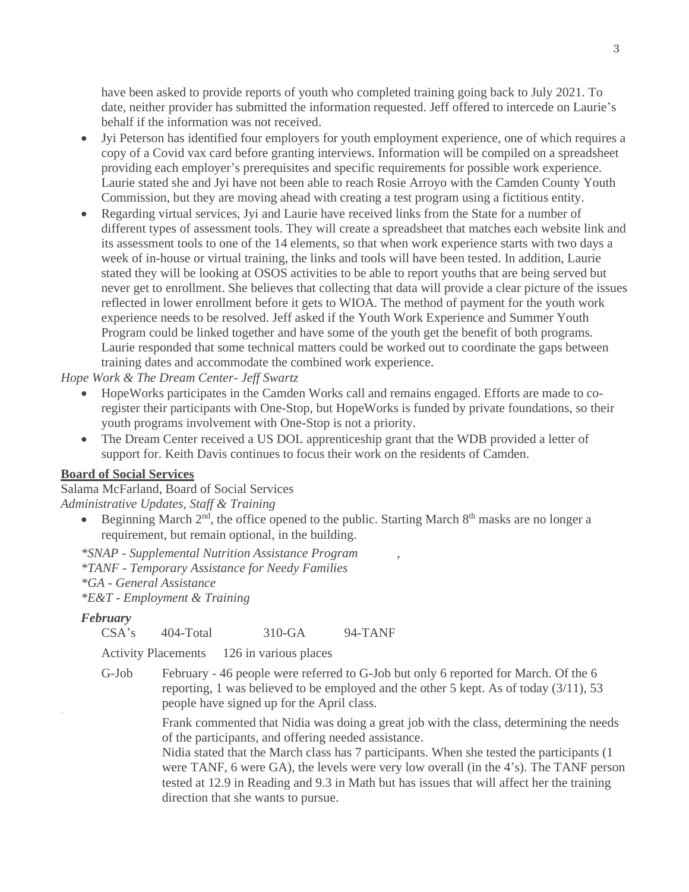have been asked to provide reports of youth who completed training going back to July 2021. To date, neither provider has submitted the information requested. Jeff offered to intercede on Laurie's behalf if the information was not received.

- Jyi Peterson has identified four employers for youth employment experience, one of which requires a copy of a Covid vax card before granting interviews. Information will be compiled on a spreadsheet providing each employer's prerequisites and specific requirements for possible work experience. Laurie stated she and Jyi have not been able to reach Rosie Arroyo with the Camden County Youth Commission, but they are moving ahead with creating a test program using a fictitious entity.
- Regarding virtual services, Jyi and Laurie have received links from the State for a number of different types of assessment tools. They will create a spreadsheet that matches each website link and its assessment tools to one of the 14 elements, so that when work experience starts with two days a week of in-house or virtual training, the links and tools will have been tested. In addition, Laurie stated they will be looking at OSOS activities to be able to report youths that are being served but never get to enrollment. She believes that collecting that data will provide a clear picture of the issues reflected in lower enrollment before it gets to WIOA. The method of payment for the youth work experience needs to be resolved. Jeff asked if the Youth Work Experience and Summer Youth Program could be linked together and have some of the youth get the benefit of both programs. Laurie responded that some technical matters could be worked out to coordinate the gaps between training dates and accommodate the combined work experience.

*Hope Work & The Dream Center- Jeff Swartz*

- HopeWorks participates in the Camden Works call and remains engaged. Efforts are made to co-register their participants with One-Stop, but HopeWorks is funded by private foundations, so their youth programs involvement with One-Stop is not a priority.
- The Dream Center received a US DOL apprenticeship grant that the WDB provided a letter of support for. Keith Davis continues to focus their work on the residents of Camden.

**<u>Board of Social Services</u>**

Salama McFarland, Board of Social Services

*Administrative Updates, Staff & Training*

- Beginning March 2nd, the office opened to the public. Starting March 8th masks are no longer a requirement, but remain optional, in the building.

*\*SNAP - Supplemental Nutrition Assistance Program* ,
*\*TANF - Temporary Assistance for Needy Families*
*\*GA - General Assistance*
*\*E&T - Employment & Training*

***February***

CSA's 404-Total 310-GA 94-TANF

Activity Placements 126 in various places

G-Job February - 46 people were referred to G-Job but only 6 reported for March. Of the 6 reporting, 1 was believed to be employed and the other 5 kept. As of today (3/11), 53 people have signed up for the April class.

Frank commented that Nidia was doing a great job with the class, determining the needs of the participants, and offering needed assistance.
Nidia stated that the March class has 7 participants. When she tested the participants (1 were TANF, 6 were GA), the levels were very low overall (in the 4's). The TANF person tested at 12.9 in Reading and 9.3 in Math but has issues that will affect her the training direction that she wants to pursue.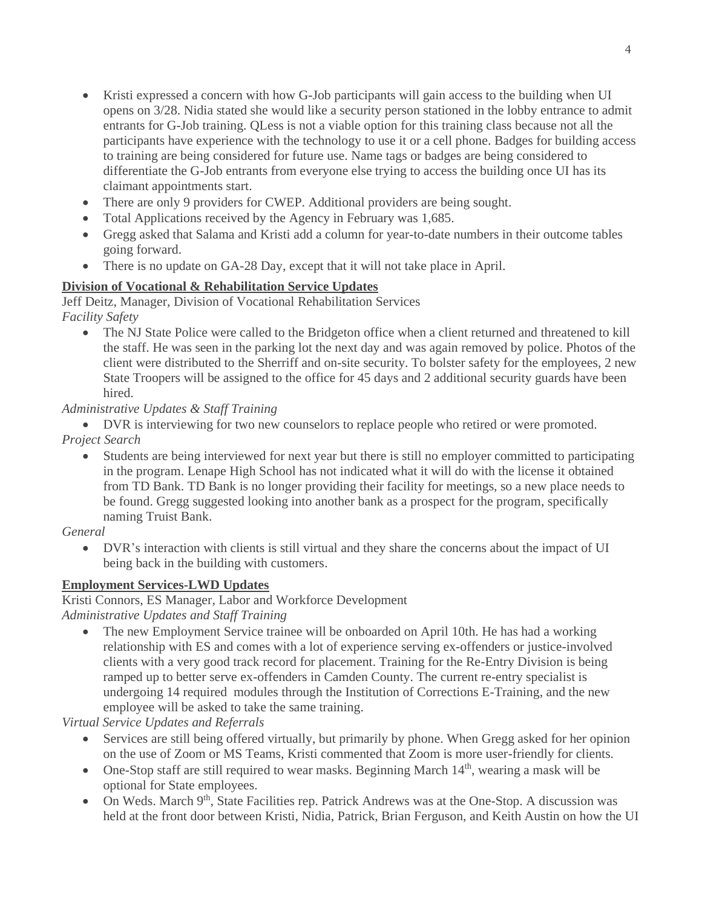- Kristi expressed a concern with how G-Job participants will gain access to the building when UI opens on 3/28. Nidia stated she would like a security person stationed in the lobby entrance to admit entrants for G-Job training. QLess is not a viable option for this training class because not all the participants have experience with the technology to use it or a cell phone. Badges for building access to training are being considered for future use. Name tags or badges are being considered to differentiate the G-Job entrants from everyone else trying to access the building once UI has its claimant appointments start.
- There are only 9 providers for CWEP. Additional providers are being sought.
- Total Applications received by the Agency in February was 1,685.
- Gregg asked that Salama and Kristi add a column for year-to-date numbers in their outcome tables going forward.
- There is no update on GA-28 Day, except that it will not take place in April.

**Division of Vocational & Rehabilitation Service Updates**

Jeff Deitz, Manager, Division of Vocational Rehabilitation Services

*Facility Safety*

- The NJ State Police were called to the Bridgeton office when a client returned and threatened to kill the staff. He was seen in the parking lot the next day and was again removed by police. Photos of the client were distributed to the Sherriff and on-site security. To bolster safety for the employees, 2 new State Troopers will be assigned to the office for 45 days and 2 additional security guards have been hired.

*Administrative Updates & Staff Training*

- DVR is interviewing for two new counselors to replace people who retired or were promoted.

*Project Search*

- Students are being interviewed for next year but there is still no employer committed to participating in the program. Lenape High School has not indicated what it will do with the license it obtained from TD Bank. TD Bank is no longer providing their facility for meetings, so a new place needs to be found. Gregg suggested looking into another bank as a prospect for the program, specifically naming Truist Bank.

*General*

- DVR's interaction with clients is still virtual and they share the concerns about the impact of UI being back in the building with customers.

**Employment Services-LWD Updates**

Kristi Connors, ES Manager, Labor and Workforce Development

*Administrative Updates and Staff Training*

- The new Employment Service trainee will be onboarded on April 10th. He has had a working relationship with ES and comes with a lot of experience serving ex-offenders or justice-involved clients with a very good track record for placement. Training for the Re-Entry Division is being ramped up to better serve ex-offenders in Camden County. The current re-entry specialist is undergoing 14 required modules through the Institution of Corrections E-Training, and the new employee will be asked to take the same training.

*Virtual Service Updates and Referrals*

- Services are still being offered virtually, but primarily by phone. When Gregg asked for her opinion on the use of Zoom or MS Teams, Kristi commented that Zoom is more user-friendly for clients.
- One-Stop staff are still required to wear masks. Beginning March 14th, wearing a mask will be optional for State employees.
- On Weds. March 9th, State Facilities rep. Patrick Andrews was at the One-Stop. A discussion was held at the front door between Kristi, Nidia, Patrick, Brian Ferguson, and Keith Austin on how the UI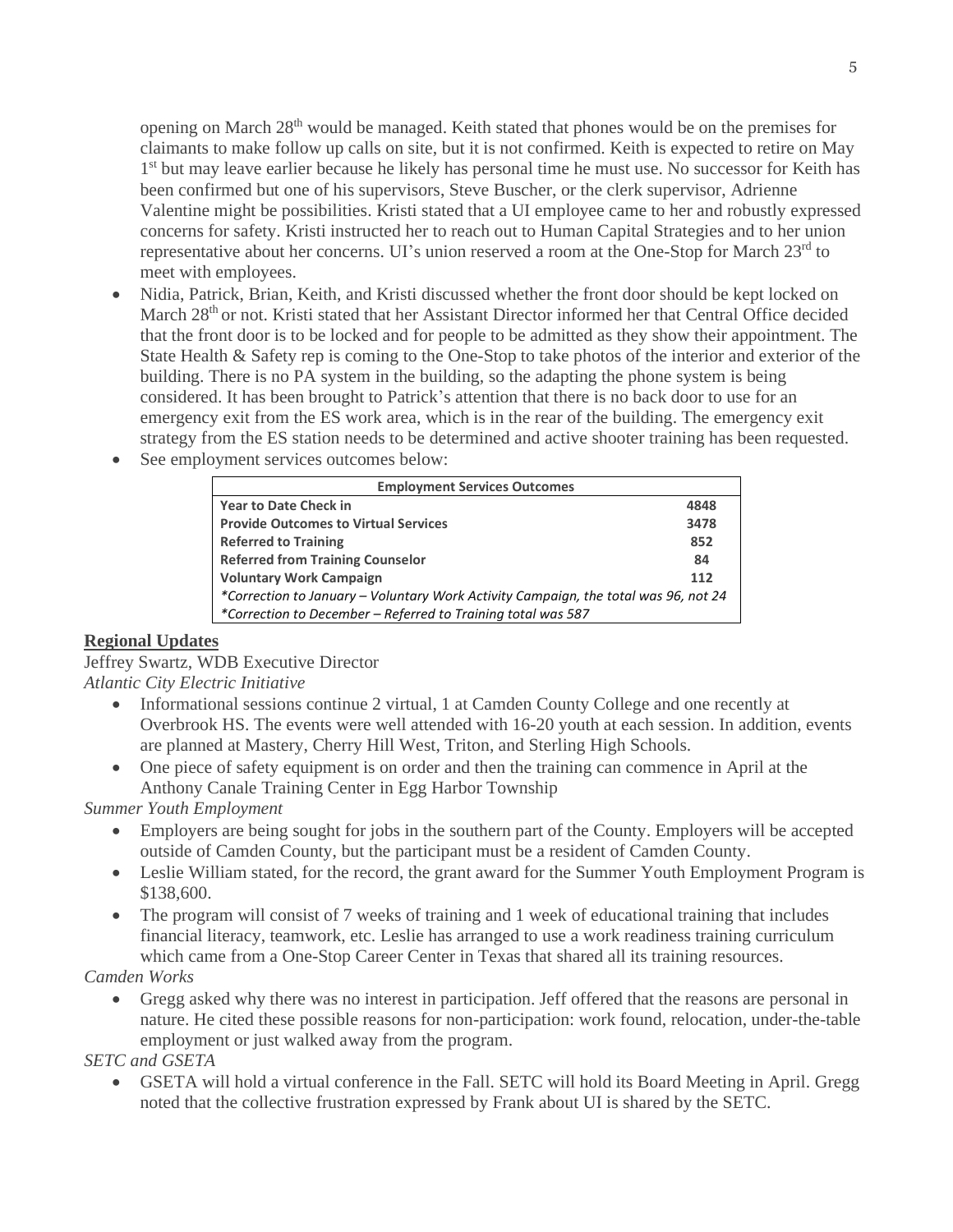opening on March 28th would be managed. Keith stated that phones would be on the premises for claimants to make follow up calls on site, but it is not confirmed. Keith is expected to retire on May 1st but may leave earlier because he likely has personal time he must use. No successor for Keith has been confirmed but one of his supervisors, Steve Buscher, or the clerk supervisor, Adrienne Valentine might be possibilities. Kristi stated that a UI employee came to her and robustly expressed concerns for safety. Kristi instructed her to reach out to Human Capital Strategies and to her union representative about her concerns. UI's union reserved a room at the One-Stop for March 23rd to meet with employees.

- Nidia, Patrick, Brian, Keith, and Kristi discussed whether the front door should be kept locked on March 28th or not. Kristi stated that her Assistant Director informed her that Central Office decided that the front door is to be locked and for people to be admitted as they show their appointment. The State Health & Safety rep is coming to the One-Stop to take photos of the interior and exterior of the building. There is no PA system in the building, so the adapting the phone system is being considered. It has been brought to Patrick's attention that there is no back door to use for an emergency exit from the ES work area, which is in the rear of the building. The emergency exit strategy from the ES station needs to be determined and active shooter training has been requested.
- See employment services outcomes below:

| Employment Services Outcomes | |
|---|---|
| **Year to Date Check in** | **4848** |
| **Provide Outcomes to Virtual Services** | **3478** |
| **Referred to Training** | **852** |
| **Referred from Training Counselor** | **84** |
| **Voluntary Work Campaign** | **112** |
| *\*Correction to January – Voluntary Work Activity Campaign, the total was 96, not 24* | |
| *\*Correction to December – Referred to Training total was 587* | |

## Regional Updates

Jeffrey Swartz, WDB Executive Director

*Atlantic City Electric Initiative*

- Informational sessions continue 2 virtual, 1 at Camden County College and one recently at Overbrook HS. The events were well attended with 16-20 youth at each session. In addition, events are planned at Mastery, Cherry Hill West, Triton, and Sterling High Schools.
- One piece of safety equipment is on order and then the training can commence in April at the Anthony Canale Training Center in Egg Harbor Township

*Summer Youth Employment*

- Employers are being sought for jobs in the southern part of the County. Employers will be accepted outside of Camden County, but the participant must be a resident of Camden County.
- Leslie William stated, for the record, the grant award for the Summer Youth Employment Program is $138,600.
- The program will consist of 7 weeks of training and 1 week of educational training that includes financial literacy, teamwork, etc. Leslie has arranged to use a work readiness training curriculum which came from a One-Stop Career Center in Texas that shared all its training resources.

*Camden Works*

- Gregg asked why there was no interest in participation. Jeff offered that the reasons are personal in nature. He cited these possible reasons for non-participation: work found, relocation, under-the-table employment or just walked away from the program.

*SETC and GSETA*

- GSETA will hold a virtual conference in the Fall. SETC will hold its Board Meeting in April. Gregg noted that the collective frustration expressed by Frank about UI is shared by the SETC.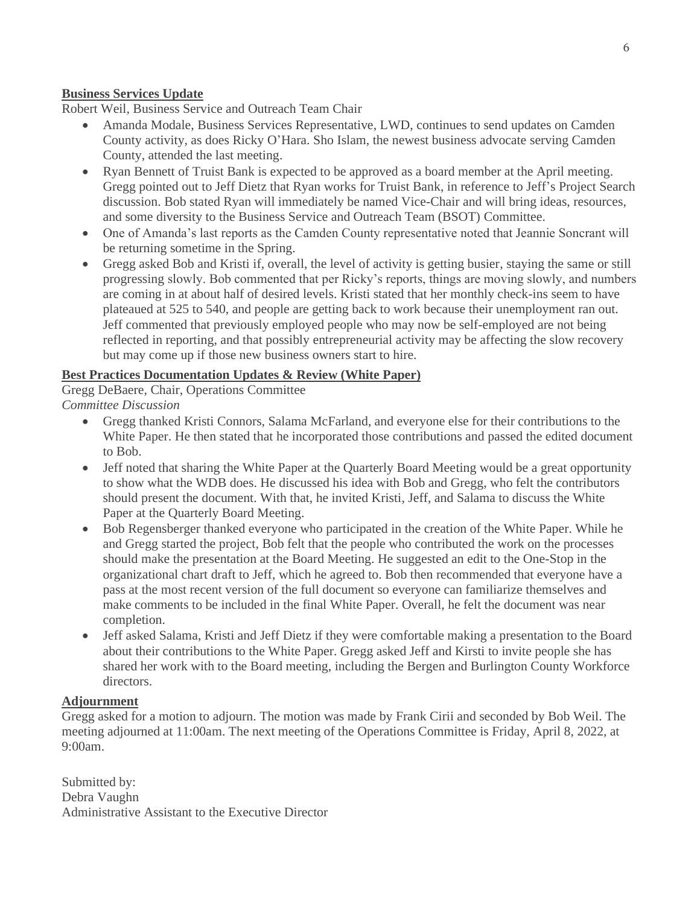**Business Services Update**

Robert Weil, Business Service and Outreach Team Chair

- Amanda Modale, Business Services Representative, LWD, continues to send updates on Camden County activity, as does Ricky O'Hara. Sho Islam, the newest business advocate serving Camden County, attended the last meeting.
- Ryan Bennett of Truist Bank is expected to be approved as a board member at the April meeting. Gregg pointed out to Jeff Dietz that Ryan works for Truist Bank, in reference to Jeff's Project Search discussion. Bob stated Ryan will immediately be named Vice-Chair and will bring ideas, resources, and some diversity to the Business Service and Outreach Team (BSOT) Committee.
- One of Amanda's last reports as the Camden County representative noted that Jeannie Soncrant will be returning sometime in the Spring.
- Gregg asked Bob and Kristi if, overall, the level of activity is getting busier, staying the same or still progressing slowly. Bob commented that per Ricky's reports, things are moving slowly, and numbers are coming in at about half of desired levels. Kristi stated that her monthly check-ins seem to have plateaued at 525 to 540, and people are getting back to work because their unemployment ran out. Jeff commented that previously employed people who may now be self-employed are not being reflected in reporting, and that possibly entrepreneurial activity may be affecting the slow recovery but may come up if those new business owners start to hire.

**Best Practices Documentation Updates & Review (White Paper)**

Gregg DeBaere, Chair, Operations Committee

*Committee Discussion*

- Gregg thanked Kristi Connors, Salama McFarland, and everyone else for their contributions to the White Paper. He then stated that he incorporated those contributions and passed the edited document to Bob.
- Jeff noted that sharing the White Paper at the Quarterly Board Meeting would be a great opportunity to show what the WDB does. He discussed his idea with Bob and Gregg, who felt the contributors should present the document. With that, he invited Kristi, Jeff, and Salama to discuss the White Paper at the Quarterly Board Meeting.
- Bob Regensberger thanked everyone who participated in the creation of the White Paper. While he and Gregg started the project, Bob felt that the people who contributed the work on the processes should make the presentation at the Board Meeting. He suggested an edit to the One-Stop in the organizational chart draft to Jeff, which he agreed to. Bob then recommended that everyone have a pass at the most recent version of the full document so everyone can familiarize themselves and make comments to be included in the final White Paper. Overall, he felt the document was near completion.
- Jeff asked Salama, Kristi and Jeff Dietz if they were comfortable making a presentation to the Board about their contributions to the White Paper. Gregg asked Jeff and Kirsti to invite people she has shared her work with to the Board meeting, including the Bergen and Burlington County Workforce directors.

**Adjournment**

Gregg asked for a motion to adjourn. The motion was made by Frank Cirii and seconded by Bob Weil. The meeting adjourned at 11:00am. The next meeting of the Operations Committee is Friday, April 8, 2022, at 9:00am.

Submitted by:
Debra Vaughn
Administrative Assistant to the Executive Director